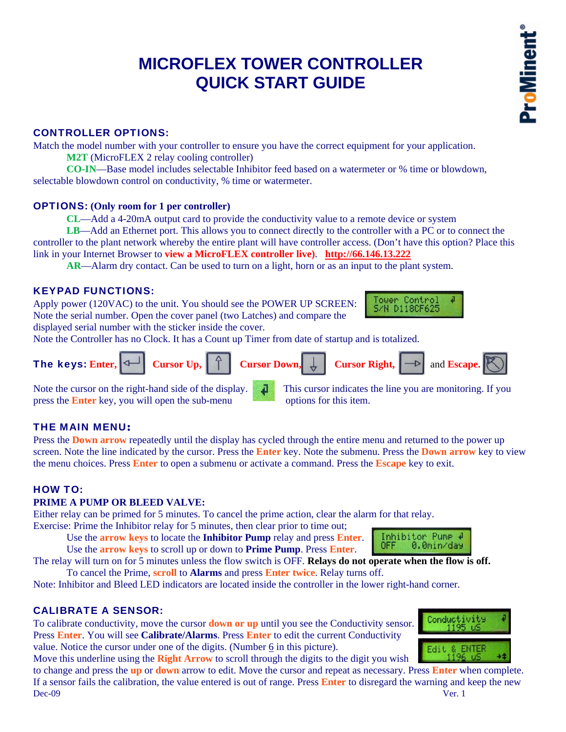# MICROFLEX TOWER CONTROLLER QUICK START GUIDE

ProMinent®

## CONTROLLER OPTIONS:

Match the model number with your controller to ensure you have the correct equipment for your application.

**M2T** (MicroFLEX 2 relay cooling controller)

**CO-IN**—Base model includes selectable Inhibitor feed based on a watermeter or % time or blowdown, selectable blowdown control on conductivity, % time or watermeter.

## OPTIONS: (Only room for 1 per controller)

**CL**—Add a 4-20mA output card to provide the conductivity value to a remote device or system

**LB**—Add an Ethernet port. This allows you to connect directly to the controller with a PC or to connect the controller to the plant network whereby the entire plant will have controller access. (Don't have this option? Place this link in your Internet Browser to **view a MicroFLEX controller live)**. **http://66.146.13.222**

**AR**—Alarm dry contact. Can be used to turn on a light, horn or as an input to the plant system.

## KEYPAD FUNCTIONS:

Apply power (120VAC) to the unit. You should see the POWER UP SCREEN: Note the serial number. Open the cover panel (two Latches) and compare the displayed serial number with the sticker inside the cover.

Tower Control
S/N D118CF625

Note the Controller has no Clock. It has a Count up Timer from date of startup and is totalized.

**The keys: Enter,** **Cursor Up,** **Cursor Down,** **Cursor Right,** and **Escape.**

Note the cursor on the right-hand side of the display. This cursor indicates the line you are monitoring. If you press the **Enter** key, you will open the sub-menu options for this item.

## THE MAIN MENU:

Press the **Down arrow** repeatedly until the display has cycled through the entire menu and returned to the power up screen. Note the line indicated by the cursor. Press the **Enter** key. Note the submenu. Press the **Down arrow** key to view the menu choices. Press **Enter** to open a submenu or activate a command. Press the **Escape** key to exit.

## HOW TO:

### PRIME A PUMP OR BLEED VALVE:

Either relay can be primed for 5 minutes. To cancel the prime action, clear the alarm for that relay.

Exercise: Prime the Inhibitor relay for 5 minutes, then clear prior to time out;

Use the **arrow keys** to locate the **Inhibitor Pump** relay and press **Enter**.

Use the **arrow keys** to scroll up or down to **Prime Pump**. Press **Enter**.

Inhibitor Pump
OFF 0.0min/day

The relay will turn on for 5 minutes unless the flow switch is OFF. **Relays do not operate when the flow is off.**

To cancel the Prime, **scroll** to **Alarms** and press **Enter twice**. Relay turns off.

Note: Inhibitor and Bleed LED indicators are located inside the controller in the lower right-hand corner.

## CALIBRATE A SENSOR:

To calibrate conductivity, move the cursor **down or up** until you see the Conductivity sensor. Press **Enter**. You will see **Calibrate/Alarms**. Press **Enter** to edit the current Conductivity value. Notice the cursor under one of the digits. (Number 6 in this picture). Move this underline using the **Right Arrow** to scroll through the digits to the digit you wish to change and press the **up** or **down** arrow to edit. Move the cursor and repeat as necessary. Press **Enter** when complete. If a sensor fails the calibration, the value entered is out of range. Press **Enter** to disregard the warning and keep the new

Conductivity
1195 uS

Edit & ENTER
1196 uS

Dec-09 Ver. 1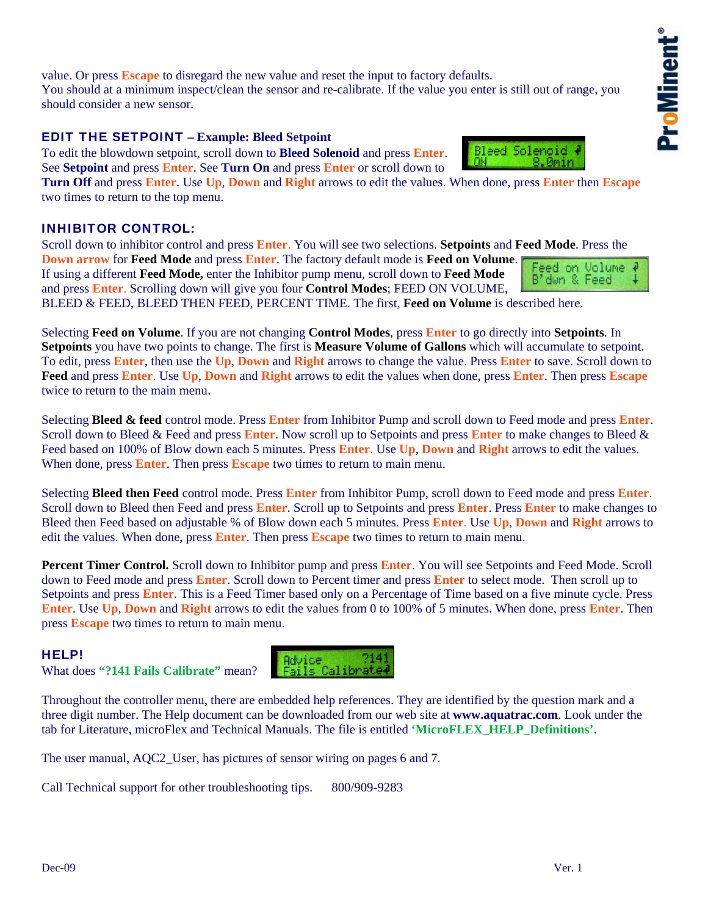value. Or press **Escape** to disregard the new value and reset the input to factory defaults.
You should at a minimum inspect/clean the sensor and re-calibrate. If the value you enter is still out of range, you should consider a new sensor.

## EDIT THE SETPOINT – Example: Bleed Setpoint

To edit the blowdown setpoint, scroll down to **Bleed Solenoid** and press **Enter**. See **Setpoint** and press **Enter**. See **Turn On** and press **Enter** or scroll down to **Turn Off** and press **Enter**. Use **Up**, **Down** and **Right** arrows to edit the values. When done, press **Enter** then **Escape** two times to return to the top menu.

## INHIBITOR CONTROL:

Scroll down to inhibitor control and press **Enter**. You will see two selections. **Setpoints** and **Feed Mode**. Press the **Down arrow** for **Feed Mode** and press **Enter**. The factory default mode is **Feed on Volume**. If using a different **Feed Mode,** enter the Inhibitor pump menu, scroll down to **Feed Mode** and press **Enter**. Scrolling down will give you four **Control Modes**; FEED ON VOLUME, BLEED & FEED, BLEED THEN FEED, PERCENT TIME. The first, **Feed on Volume** is described here.

Selecting **Feed on Volume**. If you are not changing **Control Modes**, press **Enter** to go directly into **Setpoints**. In **Setpoints** you have two points to change. The first is **Measure Volume of Gallons** which will accumulate to setpoint. To edit, press **Enter**, then use the **Up**, **Down** and **Right** arrows to change the value. Press **Enter** to save. Scroll down to **Feed** and press **Enter**. Use **Up**, **Down** and **Right** arrows to edit the values when done, press **Enter**. Then press **Escape** twice to return to the main menu.

Selecting **Bleed & feed** control mode. Press **Enter** from Inhibitor Pump and scroll down to Feed mode and press **Enter**. Scroll down to Bleed & Feed and press **Enter**. Now scroll up to Setpoints and press **Enter** to make changes to Bleed & Feed based on 100% of Blow down each 5 minutes. Press **Enter**. Use **Up**, **Down** and **Right** arrows to edit the values. When done, press **Enter**. Then press **Escape** two times to return to main menu.

Selecting **Bleed then Feed** control mode. Press **Enter** from Inhibitor Pump, scroll down to Feed mode and press **Enter**. Scroll down to Bleed then Feed and press **Enter**. Scroll up to Setpoints and press **Enter**. Press **Enter** to make changes to Bleed then Feed based on adjustable % of Blow down each 5 minutes. Press **Enter**. Use **Up**, **Down** and **Right** arrows to edit the values. When done, press **Enter**. Then press **Escape** two times to return to main menu.

**Percent Timer Control.** Scroll down to Inhibitor pump and press **Enter**. You will see Setpoints and Feed Mode. Scroll down to Feed mode and press **Enter**. Scroll down to Percent timer and press **Enter** to select mode. Then scroll up to Setpoints and press **Enter**. This is a Feed Timer based only on a Percentage of Time based on a five minute cycle. Press **Enter**. Use **Up**, **Down** and **Right** arrows to edit the values from 0 to 100% of 5 minutes. When done, press **Enter**. Then press **Escape** two times to return to main menu.

## HELP!

What does **"?141 Fails Calibrate"** mean?

Throughout the controller menu, there are embedded help references. They are identified by the question mark and a three digit number. The Help document can be downloaded from our web site at **www.aquatrac.com**. Look under the tab for Literature, microFlex and Technical Manuals. The file is entitled **'MicroFLEX_HELP_Definitions'**.

The user manual, AQC2_User, has pictures of sensor wiring on pages 6 and 7.

Call Technical support for other troubleshooting tips. 800/909-9283

Dec-09 Ver. 1